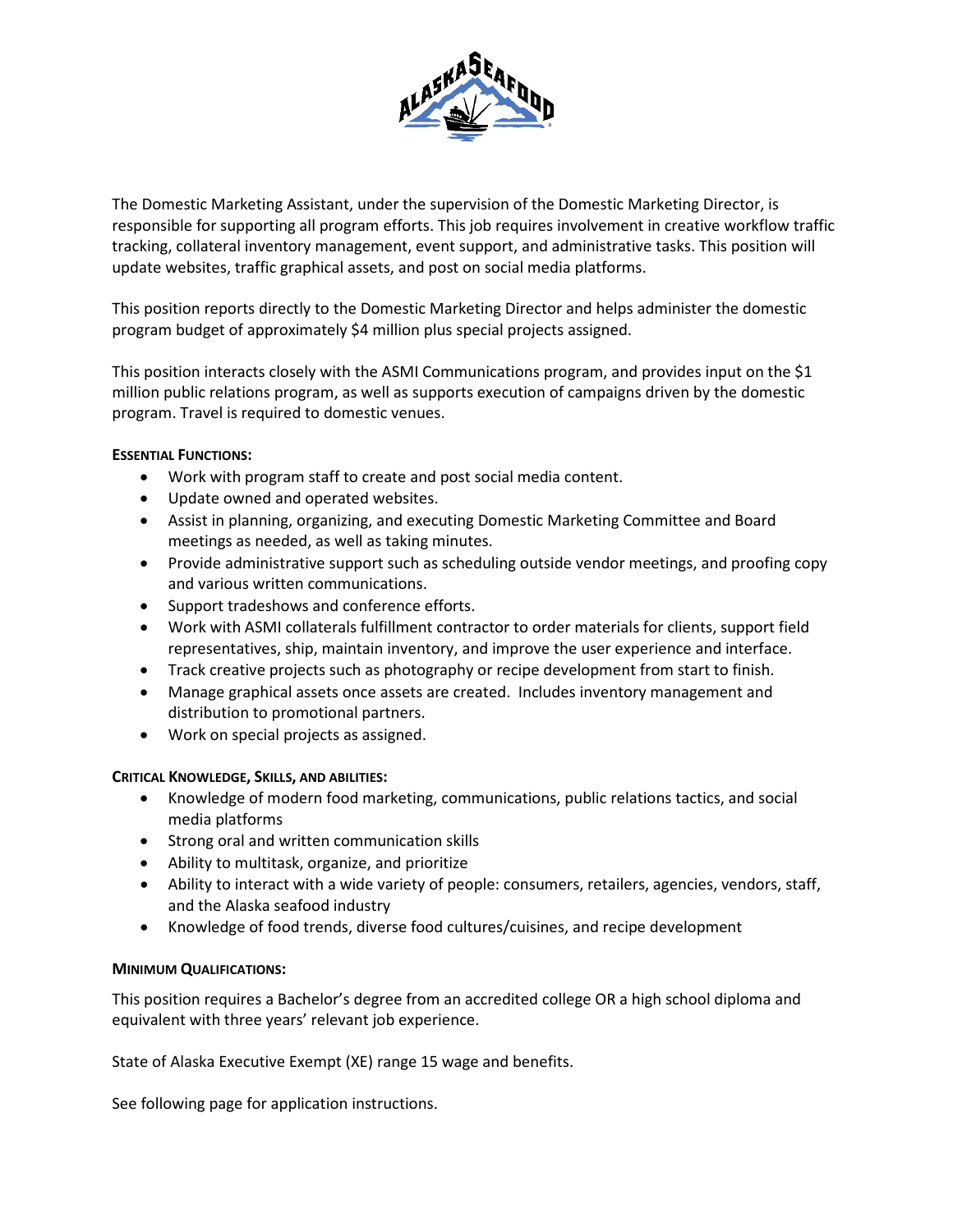The Domestic Marketing Assistant, under the supervision of the Domestic Marketing Director, is responsible for supporting all program efforts. This job requires involvement in creative workflow traffic tracking, collateral inventory management, event support, and administrative tasks. This position will update websites, traffic graphical assets, and post on social media platforms.

This position reports directly to the Domestic Marketing Director and helps administer the domestic program budget of approximately $4 million plus special projects assigned.

This position interacts closely with the ASMI Communications program, and provides input on the $1 million public relations program, as well as supports execution of campaigns driven by the domestic program. Travel is required to domestic venues.

**ESSENTIAL FUNCTIONS:**

- Work with program staff to create and post social media content.
- Update owned and operated websites.
- Assist in planning, organizing, and executing Domestic Marketing Committee and Board meetings as needed, as well as taking minutes.
- Provide administrative support such as scheduling outside vendor meetings, and proofing copy and various written communications.
- Support tradeshows and conference efforts.
- Work with ASMI collaterals fulfillment contractor to order materials for clients, support field representatives, ship, maintain inventory, and improve the user experience and interface.
- Track creative projects such as photography or recipe development from start to finish.
- Manage graphical assets once assets are created. Includes inventory management and distribution to promotional partners.
- Work on special projects as assigned.

**CRITICAL KNOWLEDGE, SKILLS, AND ABILITIES:**

- Knowledge of modern food marketing, communications, public relations tactics, and social media platforms
- Strong oral and written communication skills
- Ability to multitask, organize, and prioritize
- Ability to interact with a wide variety of people: consumers, retailers, agencies, vendors, staff, and the Alaska seafood industry
- Knowledge of food trends, diverse food cultures/cuisines, and recipe development

**MINIMUM QUALIFICATIONS:**

This position requires a Bachelor's degree from an accredited college OR a high school diploma and equivalent with three years' relevant job experience.

State of Alaska Executive Exempt (XE) range 15 wage and benefits.

See following page for application instructions.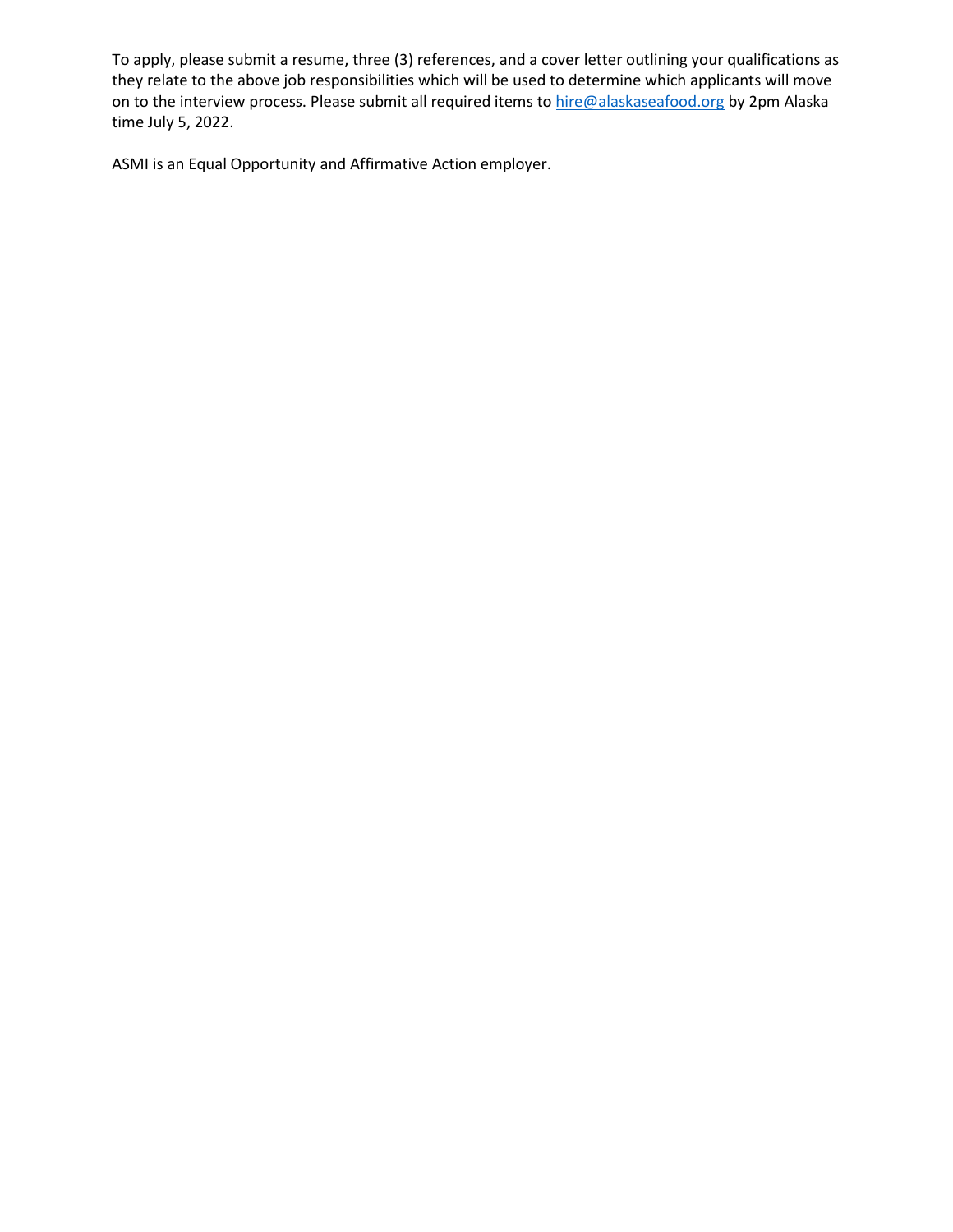To apply, please submit a resume, three (3) references, and a cover letter outlining your qualifications as they relate to the above job responsibilities which will be used to determine which applicants will move on to the interview process. Please submit all required items to hire@alaskaseafood.org by 2pm Alaska time July 5, 2022.

ASMI is an Equal Opportunity and Affirmative Action employer.